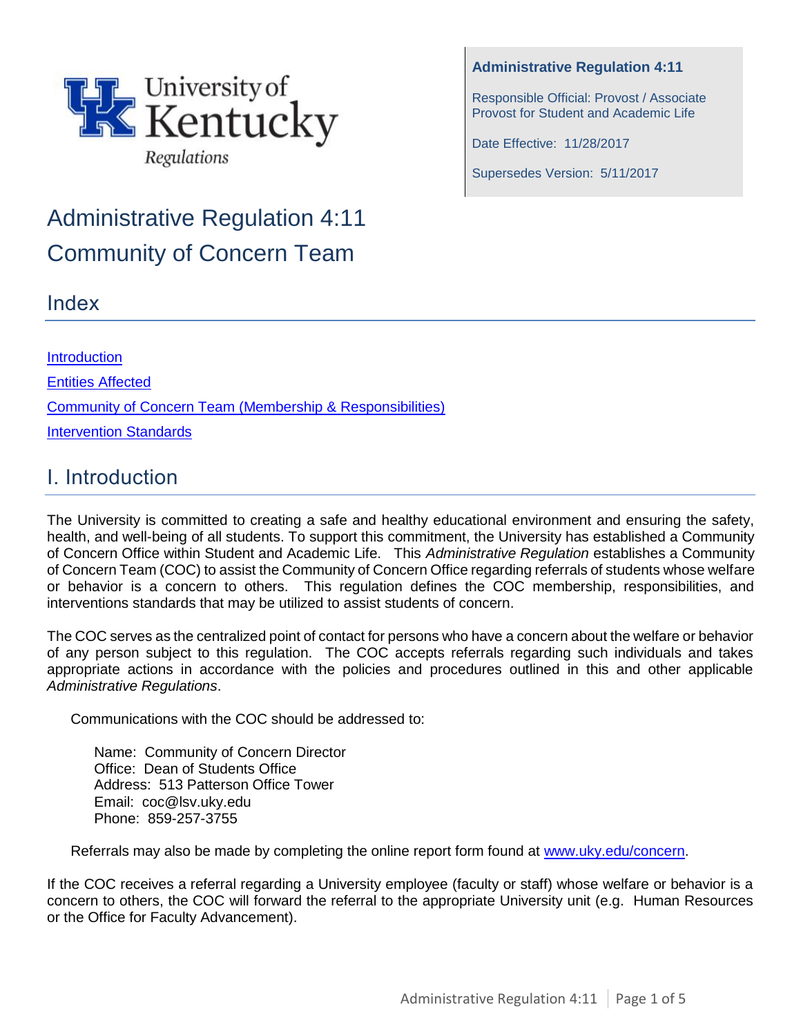University of Kentucky
Regulations

**Administrative Regulation 4:11**

Responsible Official: Provost / Associate Provost for Student and Academic Life

Date Effective: 11/28/2017

Supersedes Version: 5/11/2017

# Administrative Regulation 4:11
# Community of Concern Team

## Index

[Introduction]
[Entities Affected]
[Community of Concern Team (Membership & Responsibilities)]
[Intervention Standards]

## I. Introduction

The University is committed to creating a safe and healthy educational environment and ensuring the safety, health, and well-being of all students. To support this commitment, the University has established a Community of Concern Office within Student and Academic Life. This *Administrative Regulation* establishes a Community of Concern Team (COC) to assist the Community of Concern Office regarding referrals of students whose welfare or behavior is a concern to others. This regulation defines the COC membership, responsibilities, and interventions standards that may be utilized to assist students of concern.

The COC serves as the centralized point of contact for persons who have a concern about the welfare or behavior of any person subject to this regulation. The COC accepts referrals regarding such individuals and takes appropriate actions in accordance with the policies and procedures outlined in this and other applicable *Administrative Regulations*.

Communications with the COC should be addressed to:

Name: Community of Concern Director
Office: Dean of Students Office
Address: 513 Patterson Office Tower
Email: coc@lsv.uky.edu
Phone: 859-257-3755

Referrals may also be made by completing the online report form found at www.uky.edu/concern.

If the COC receives a referral regarding a University employee (faculty or staff) whose welfare or behavior is a concern to others, the COC will forward the referral to the appropriate University unit (e.g. Human Resources or the Office for Faculty Advancement).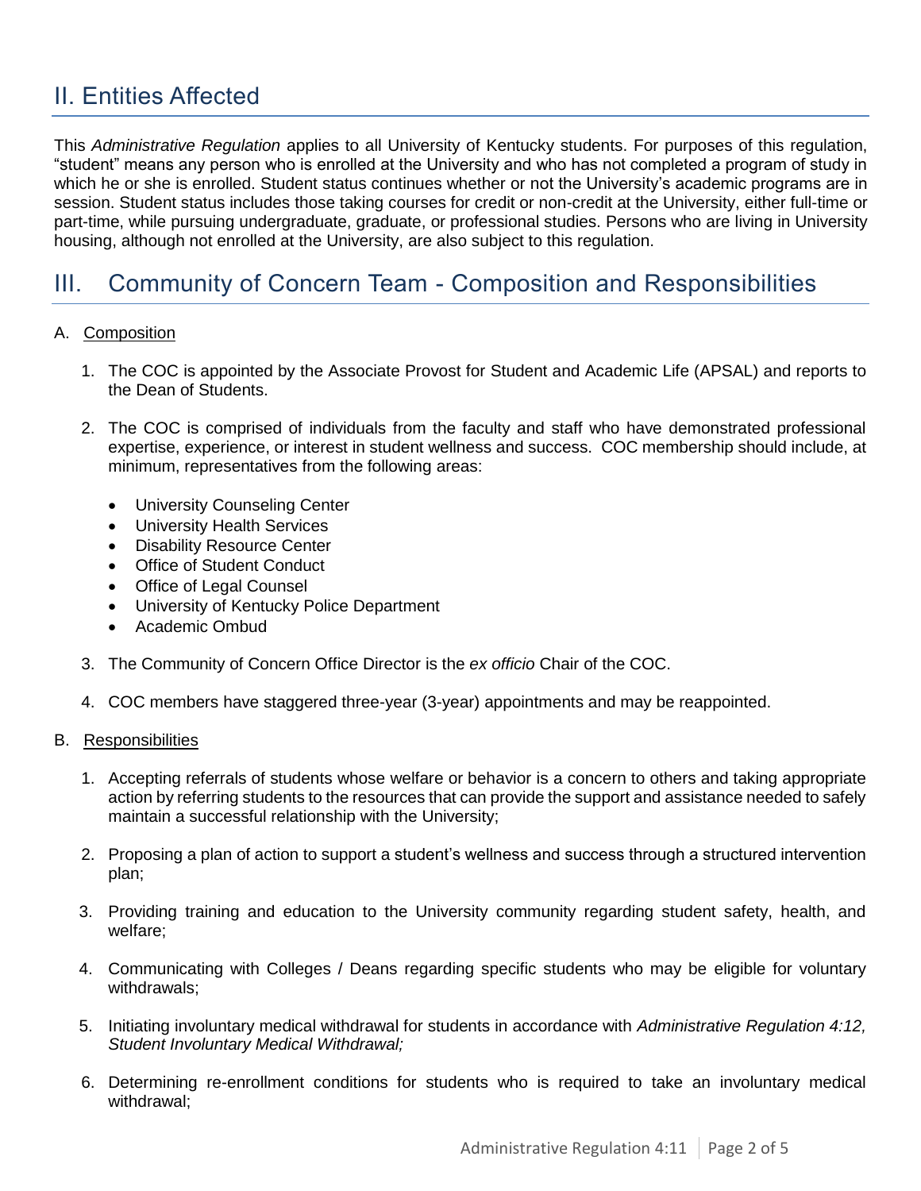## II. Entities Affected

This *Administrative Regulation* applies to all University of Kentucky students. For purposes of this regulation, "student" means any person who is enrolled at the University and who has not completed a program of study in which he or she is enrolled. Student status continues whether or not the University's academic programs are in session. Student status includes those taking courses for credit or non-credit at the University, either full-time or part-time, while pursuing undergraduate, graduate, or professional studies. Persons who are living in University housing, although not enrolled at the University, are also subject to this regulation.

## III. Community of Concern Team - Composition and Responsibilities

A. Composition

1. The COC is appointed by the Associate Provost for Student and Academic Life (APSAL) and reports to the Dean of Students.

2. The COC is comprised of individuals from the faculty and staff who have demonstrated professional expertise, experience, or interest in student wellness and success. COC membership should include, at minimum, representatives from the following areas:

   - University Counseling Center
   - University Health Services
   - Disability Resource Center
   - Office of Student Conduct
   - Office of Legal Counsel
   - University of Kentucky Police Department
   - Academic Ombud

3. The Community of Concern Office Director is the *ex officio* Chair of the COC.

4. COC members have staggered three-year (3-year) appointments and may be reappointed.

B. Responsibilities

1. Accepting referrals of students whose welfare or behavior is a concern to others and taking appropriate action by referring students to the resources that can provide the support and assistance needed to safely maintain a successful relationship with the University;

2. Proposing a plan of action to support a student's wellness and success through a structured intervention plan;

3. Providing training and education to the University community regarding student safety, health, and welfare;

4. Communicating with Colleges / Deans regarding specific students who may be eligible for voluntary withdrawals;

5. Initiating involuntary medical withdrawal for students in accordance with *Administrative Regulation 4:12, Student Involuntary Medical Withdrawal;*

6. Determining re-enrollment conditions for students who is required to take an involuntary medical withdrawal;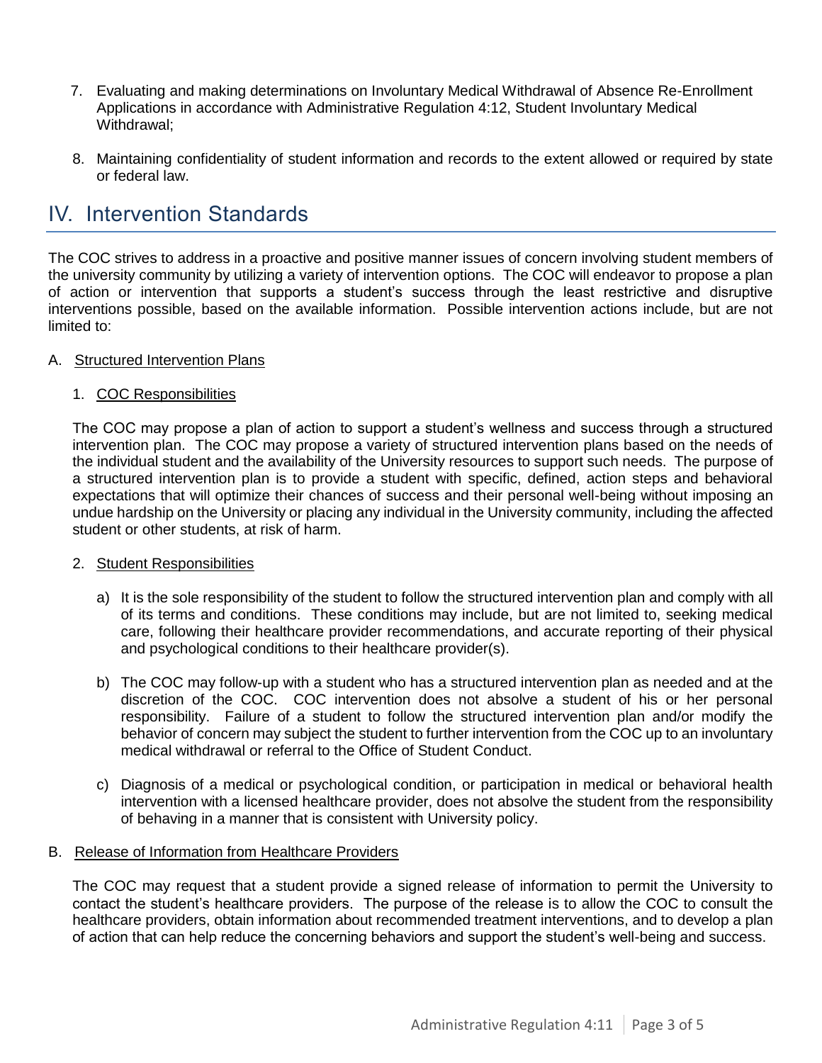7. Evaluating and making determinations on Involuntary Medical Withdrawal of Absence Re-Enrollment Applications in accordance with Administrative Regulation 4:12, Student Involuntary Medical Withdrawal;

8. Maintaining confidentiality of student information and records to the extent allowed or required by state or federal law.

## IV. Intervention Standards

The COC strives to address in a proactive and positive manner issues of concern involving student members of the university community by utilizing a variety of intervention options. The COC will endeavor to propose a plan of action or intervention that supports a student's success through the least restrictive and disruptive interventions possible, based on the available information. Possible intervention actions include, but are not limited to:

A. Structured Intervention Plans

1. COC Responsibilities

The COC may propose a plan of action to support a student's wellness and success through a structured intervention plan. The COC may propose a variety of structured intervention plans based on the needs of the individual student and the availability of the University resources to support such needs. The purpose of a structured intervention plan is to provide a student with specific, defined, action steps and behavioral expectations that will optimize their chances of success and their personal well-being without imposing an undue hardship on the University or placing any individual in the University community, including the affected student or other students, at risk of harm.

2. Student Responsibilities

a) It is the sole responsibility of the student to follow the structured intervention plan and comply with all of its terms and conditions. These conditions may include, but are not limited to, seeking medical care, following their healthcare provider recommendations, and accurate reporting of their physical and psychological conditions to their healthcare provider(s).

b) The COC may follow-up with a student who has a structured intervention plan as needed and at the discretion of the COC. COC intervention does not absolve a student of his or her personal responsibility. Failure of a student to follow the structured intervention plan and/or modify the behavior of concern may subject the student to further intervention from the COC up to an involuntary medical withdrawal or referral to the Office of Student Conduct.

c) Diagnosis of a medical or psychological condition, or participation in medical or behavioral health intervention with a licensed healthcare provider, does not absolve the student from the responsibility of behaving in a manner that is consistent with University policy.

B. Release of Information from Healthcare Providers

The COC may request that a student provide a signed release of information to permit the University to contact the student's healthcare providers. The purpose of the release is to allow the COC to consult the healthcare providers, obtain information about recommended treatment interventions, and to develop a plan of action that can help reduce the concerning behaviors and support the student's well-being and success.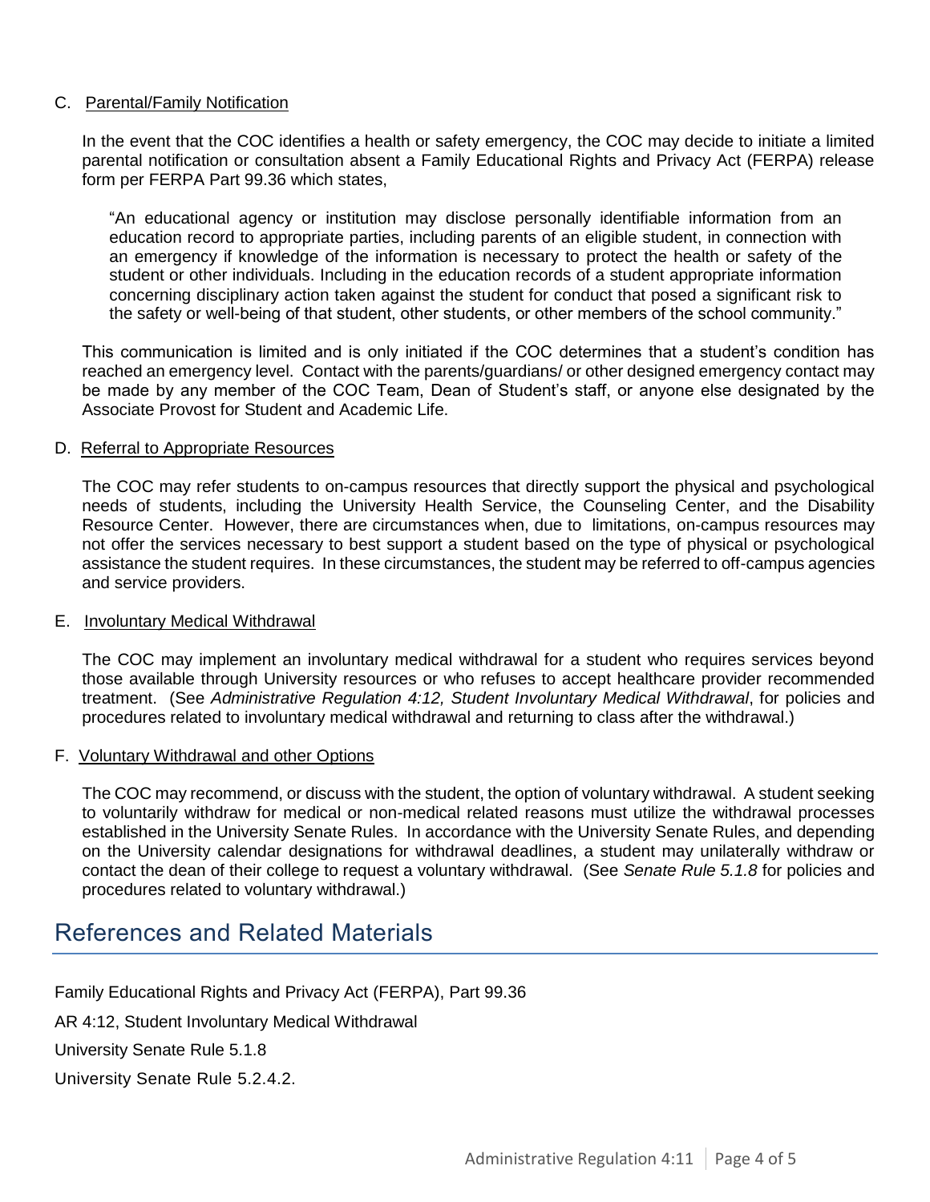C. Parental/Family Notification

In the event that the COC identifies a health or safety emergency, the COC may decide to initiate a limited parental notification or consultation absent a Family Educational Rights and Privacy Act (FERPA) release form per FERPA Part 99.36 which states,

> "An educational agency or institution may disclose personally identifiable information from an education record to appropriate parties, including parents of an eligible student, in connection with an emergency if knowledge of the information is necessary to protect the health or safety of the student or other individuals. Including in the education records of a student appropriate information concerning disciplinary action taken against the student for conduct that posed a significant risk to the safety or well-being of that student, other students, or other members of the school community."

This communication is limited and is only initiated if the COC determines that a student's condition has reached an emergency level. Contact with the parents/guardians/ or other designed emergency contact may be made by any member of the COC Team, Dean of Student's staff, or anyone else designated by the Associate Provost for Student and Academic Life.

D. Referral to Appropriate Resources

The COC may refer students to on-campus resources that directly support the physical and psychological needs of students, including the University Health Service, the Counseling Center, and the Disability Resource Center. However, there are circumstances when, due to limitations, on-campus resources may not offer the services necessary to best support a student based on the type of physical or psychological assistance the student requires. In these circumstances, the student may be referred to off-campus agencies and service providers.

E. Involuntary Medical Withdrawal

The COC may implement an involuntary medical withdrawal for a student who requires services beyond those available through University resources or who refuses to accept healthcare provider recommended treatment. (See *Administrative Regulation 4:12, Student Involuntary Medical Withdrawal*, for policies and procedures related to involuntary medical withdrawal and returning to class after the withdrawal.)

F. Voluntary Withdrawal and other Options

The COC may recommend, or discuss with the student, the option of voluntary withdrawal. A student seeking to voluntarily withdraw for medical or non-medical related reasons must utilize the withdrawal processes established in the University Senate Rules. In accordance with the University Senate Rules, and depending on the University calendar designations for withdrawal deadlines, a student may unilaterally withdraw or contact the dean of their college to request a voluntary withdrawal. (See *Senate Rule 5.1.8* for policies and procedures related to voluntary withdrawal.)

## References and Related Materials

Family Educational Rights and Privacy Act (FERPA), Part 99.36

AR 4:12, Student Involuntary Medical Withdrawal

University Senate Rule 5.1.8

University Senate Rule 5.2.4.2.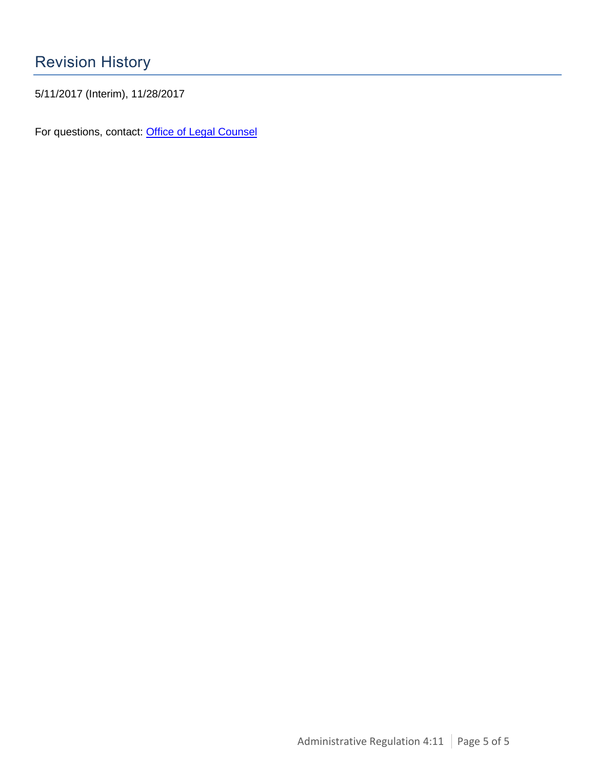## Revision History

5/11/2017 (Interim), 11/28/2017

For questions, contact: Office of Legal Counsel